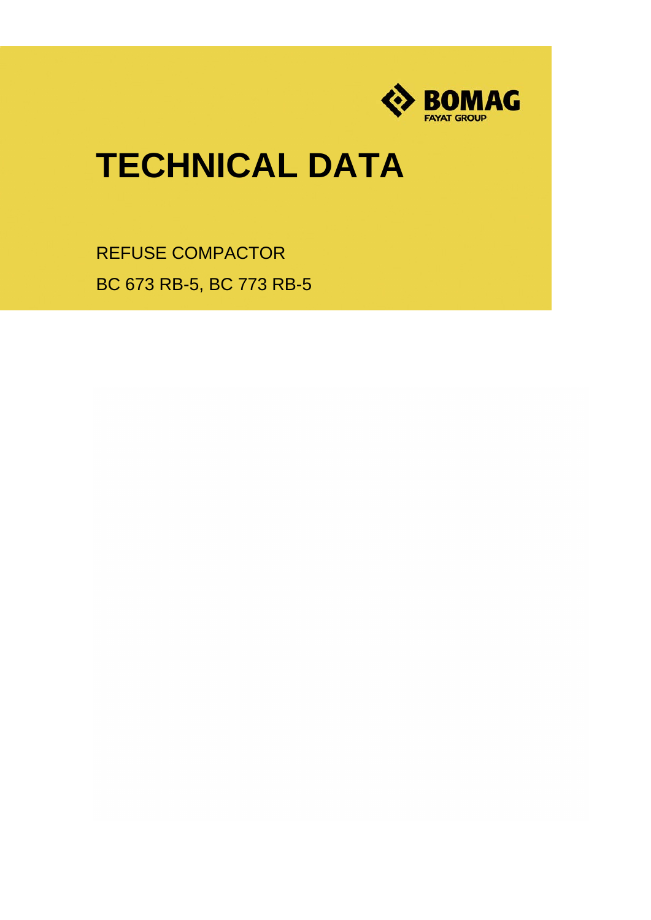BOMAG

FAYAT GROUP

# TECHNICAL DATA

REFUSE COMPACTOR

BC 673 RB-5, BC 773 RB-5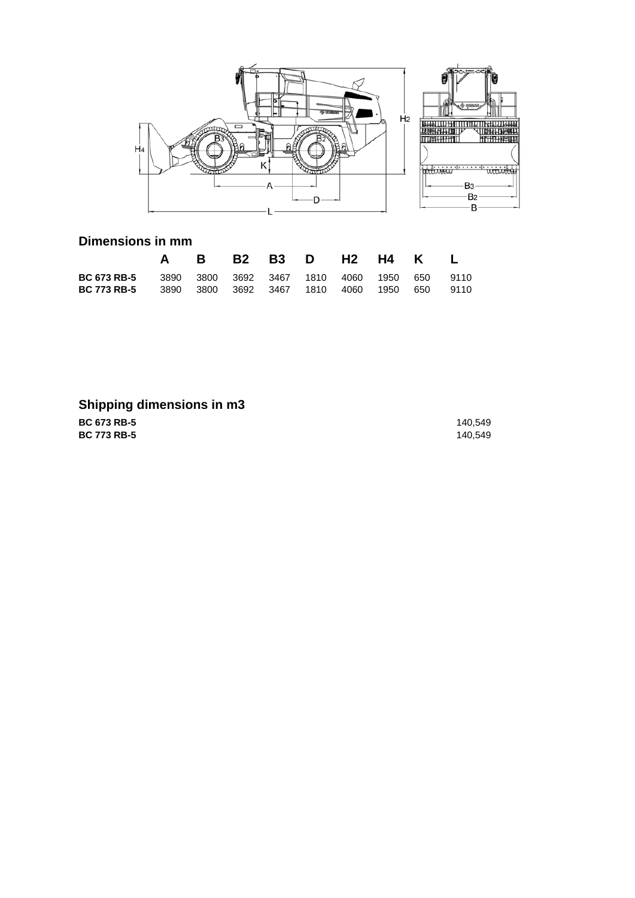## Dimensions in mm

| | A | B | B2 | B3 | D | H2 | H4 | K | L |
|---|---|---|---|---|---|---|---|---|---|
| **BC 673 RB-5** | 3890 | 3800 | 3692 | 3467 | 1810 | 4060 | 1950 | 650 | 9110 |
| **BC 773 RB-5** | 3890 | 3800 | 3692 | 3467 | 1810 | 4060 | 1950 | 650 | 9110 |

## Shipping dimensions in m3

| | |
|---|---|
| **BC 673 RB-5** | 140,549 |
| **BC 773 RB-5** | 140,549 |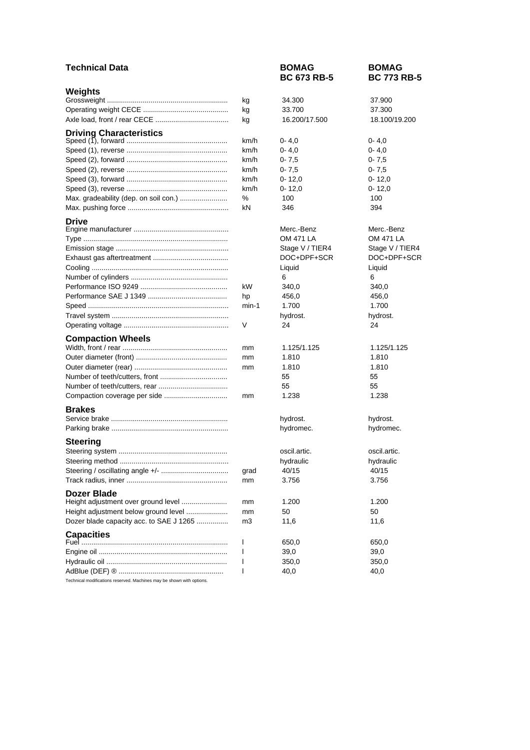# Technical Data

| | | BOMAG BC 673 RB-5 | BOMAG BC 773 RB-5 |
|---|---|---|---|
| **Weights** | | | |
| Grossweight | kg | 34.300 | 37.900 |
| Operating weight CECE | kg | 33.700 | 37.300 |
| Axle load, front / rear CECE | kg | 16.200/17.500 | 18.100/19.200 |
| **Driving Characteristics** | | | |
| Speed (1), forward | km/h | 0- 4,0 | 0- 4,0 |
| Speed (1), reverse | km/h | 0- 4,0 | 0- 4,0 |
| Speed (2), forward | km/h | 0- 7,5 | 0- 7,5 |
| Speed (2), reverse | km/h | 0- 7,5 | 0- 7,5 |
| Speed (3), forward | km/h | 0- 12,0 | 0- 12,0 |
| Speed (3), reverse | km/h | 0- 12,0 | 0- 12,0 |
| Max. gradeability (dep. on soil con.) | % | 100 | 100 |
| Max. pushing force | kN | 346 | 394 |
| **Drive** | | | |
| Engine manufacturer | | Merc.-Benz | Merc.-Benz |
| Type | | OM 471 LA | OM 471 LA |
| Emission stage | | Stage V / TIER4 | Stage V / TIER4 |
| Exhaust gas aftertreatment | | DOC+DPF+SCR | DOC+DPF+SCR |
| Cooling | | Liquid | Liquid |
| Number of cylinders | | 6 | 6 |
| Performance ISO 9249 | kW | 340,0 | 340,0 |
| Performance SAE J 1349 | hp | 456,0 | 456,0 |
| Speed | min-1 | 1.700 | 1.700 |
| Travel system | | hydrost. | hydrost. |
| Operating voltage | V | 24 | 24 |
| **Compaction Wheels** | | | |
| Width, front / rear | mm | 1.125/1.125 | 1.125/1.125 |
| Outer diameter (front) | mm | 1.810 | 1.810 |
| Outer diameter (rear) | mm | 1.810 | 1.810 |
| Number of teeth/cutters, front | | 55 | 55 |
| Number of teeth/cutters, rear | | 55 | 55 |
| Compaction coverage per side | mm | 1.238 | 1.238 |
| **Brakes** | | | |
| Service brake | | hydrost. | hydrost. |
| Parking brake | | hydromec. | hydromec. |
| **Steering** | | | |
| Steering system | | oscil.artic. | oscil.artic. |
| Steering method | | hydraulic | hydraulic |
| Steering / oscillating angle +/- | grad | 40/15 | 40/15 |
| Track radius, inner | mm | 3.756 | 3.756 |
| **Dozer Blade** | | | |
| Height adjustment over ground level | mm | 1.200 | 1.200 |
| Height adjustment below ground level | mm | 50 | 50 |
| Dozer blade capacity acc. to SAE J 1265 | m3 | 11,6 | 11,6 |
| **Capacities** | | | |
| Fuel | l | 650,0 | 650,0 |
| Engine oil | l | 39,0 | 39,0 |
| Hydraulic oil | l | 350,0 | 350,0 |
| AdBlue (DEF) ® | l | 40,0 | 40,0 |

Technical modifications reserved. Machines may be shown with options.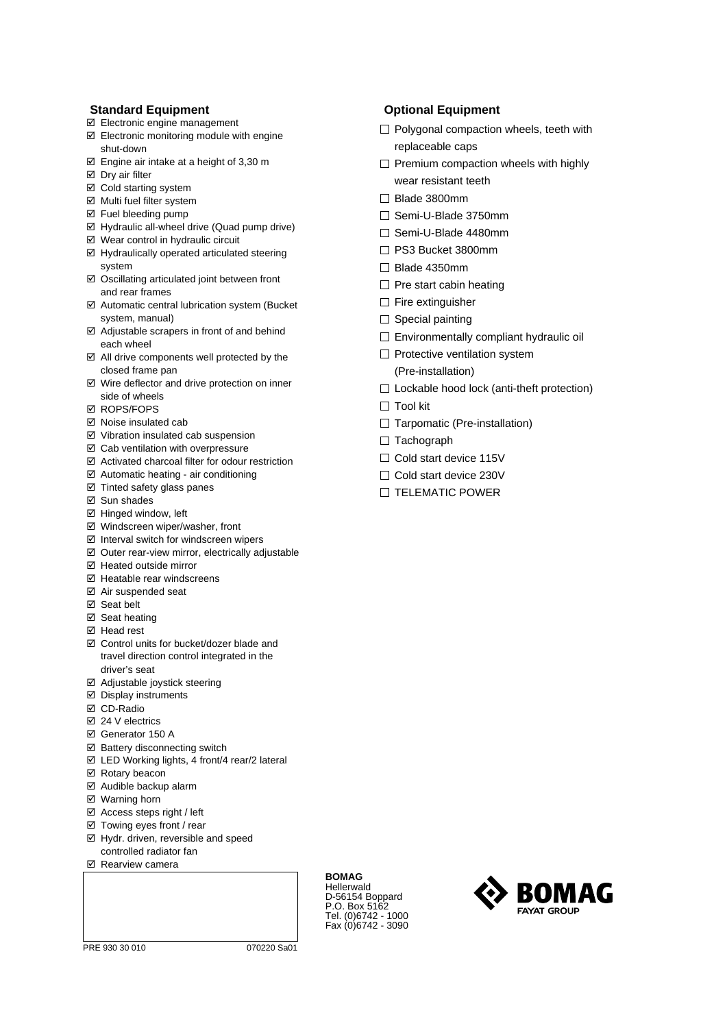## Standard Equipment

- ☑ Electronic engine management
- ☑ Electronic monitoring module with engine shut-down
- ☑ Engine air intake at a height of 3,30 m
- ☑ Dry air filter
- ☑ Cold starting system
- ☑ Multi fuel filter system
- ☑ Fuel bleeding pump
- ☑ Hydraulic all-wheel drive (Quad pump drive)
- ☑ Wear control in hydraulic circuit
- ☑ Hydraulically operated articulated steering system
- ☑ Oscillating articulated joint between front and rear frames
- ☑ Automatic central lubrication system (Bucket system, manual)
- ☑ Adjustable scrapers in front of and behind each wheel
- ☑ All drive components well protected by the closed frame pan
- ☑ Wire deflector and drive protection on inner side of wheels
- ☑ ROPS/FOPS
- ☑ Noise insulated cab
- ☑ Vibration insulated cab suspension
- ☑ Cab ventilation with overpressure
- ☑ Activated charcoal filter for odour restriction
- ☑ Automatic heating - air conditioning
- ☑ Tinted safety glass panes
- ☑ Sun shades
- ☑ Hinged window, left
- ☑ Windscreen wiper/washer, front
- ☑ Interval switch for windscreen wipers
- ☑ Outer rear-view mirror, electrically adjustable
- ☑ Heated outside mirror
- ☑ Heatable rear windscreens
- ☑ Air suspended seat
- ☑ Seat belt
- ☑ Seat heating
- ☑ Head rest
- ☑ Control units for bucket/dozer blade and travel direction control integrated in the driver's seat
- ☑ Adjustable joystick steering
- ☑ Display instruments
- ☑ CD-Radio
- ☑ 24 V electrics
- ☑ Generator 150 A
- ☑ Battery disconnecting switch
- ☑ LED Working lights, 4 front/4 rear/2 lateral
- ☑ Rotary beacon
- ☑ Audible backup alarm
- ☑ Warning horn
- ☑ Access steps right / left
- ☑ Towing eyes front / rear
- ☑ Hydr. driven, reversible and speed controlled radiator fan
- ☑ Rearview camera

## Optional Equipment

- ☐ Polygonal compaction wheels, teeth with replaceable caps
- ☐ Premium compaction wheels with highly wear resistant teeth
- ☐ Blade 3800mm
- ☐ Semi-U-Blade 3750mm
- ☐ Semi-U-Blade 4480mm
- ☐ PS3 Bucket 3800mm
- ☐ Blade 4350mm
- ☐ Pre start cabin heating
- ☐ Fire extinguisher
- ☐ Special painting
- ☐ Environmentally compliant hydraulic oil
- ☐ Protective ventilation system (Pre-installation)
- ☐ Lockable hood lock (anti-theft protection)
- ☐ Tool kit
- ☐ Tarpomatic (Pre-installation)
- ☐ Tachograph
- ☐ Cold start device 115V
- ☐ Cold start device 230V
- ☐ TELEMATIC POWER

**BOMAG**
Hellerwald
D-56154 Boppard
P.O. Box 5162
Tel. (0)6742 - 1000
Fax (0)6742 - 3090

BOMAG
FAYAT GROUP

PRE 930 30 010 070220 Sa01